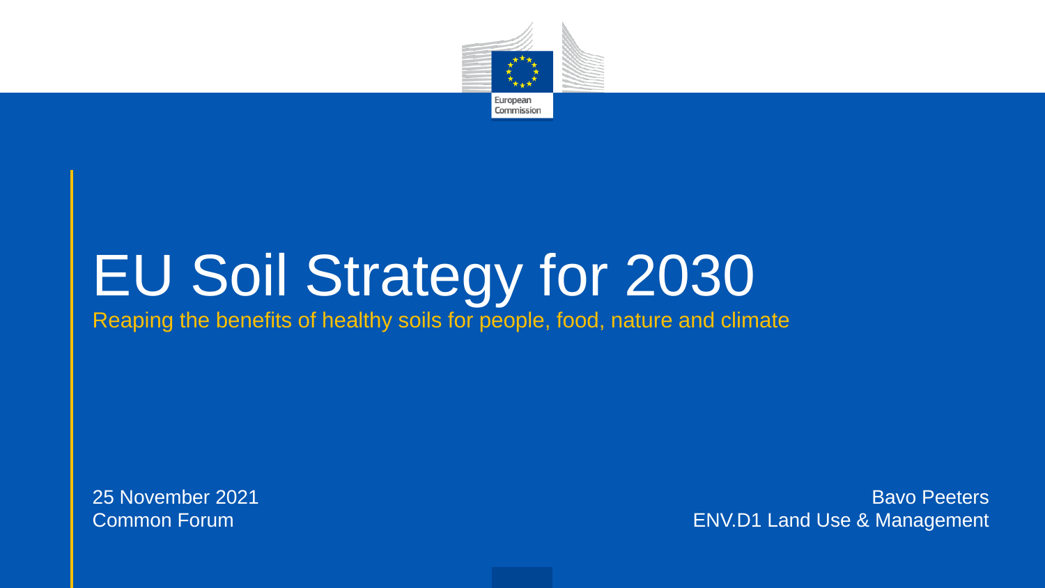# EU Soil Strategy for 2030

Reaping the benefits of healthy soils for people, food, nature and climate

25 November 2021
Common Forum

Bavo Peeters
ENV.D1 Land Use & Management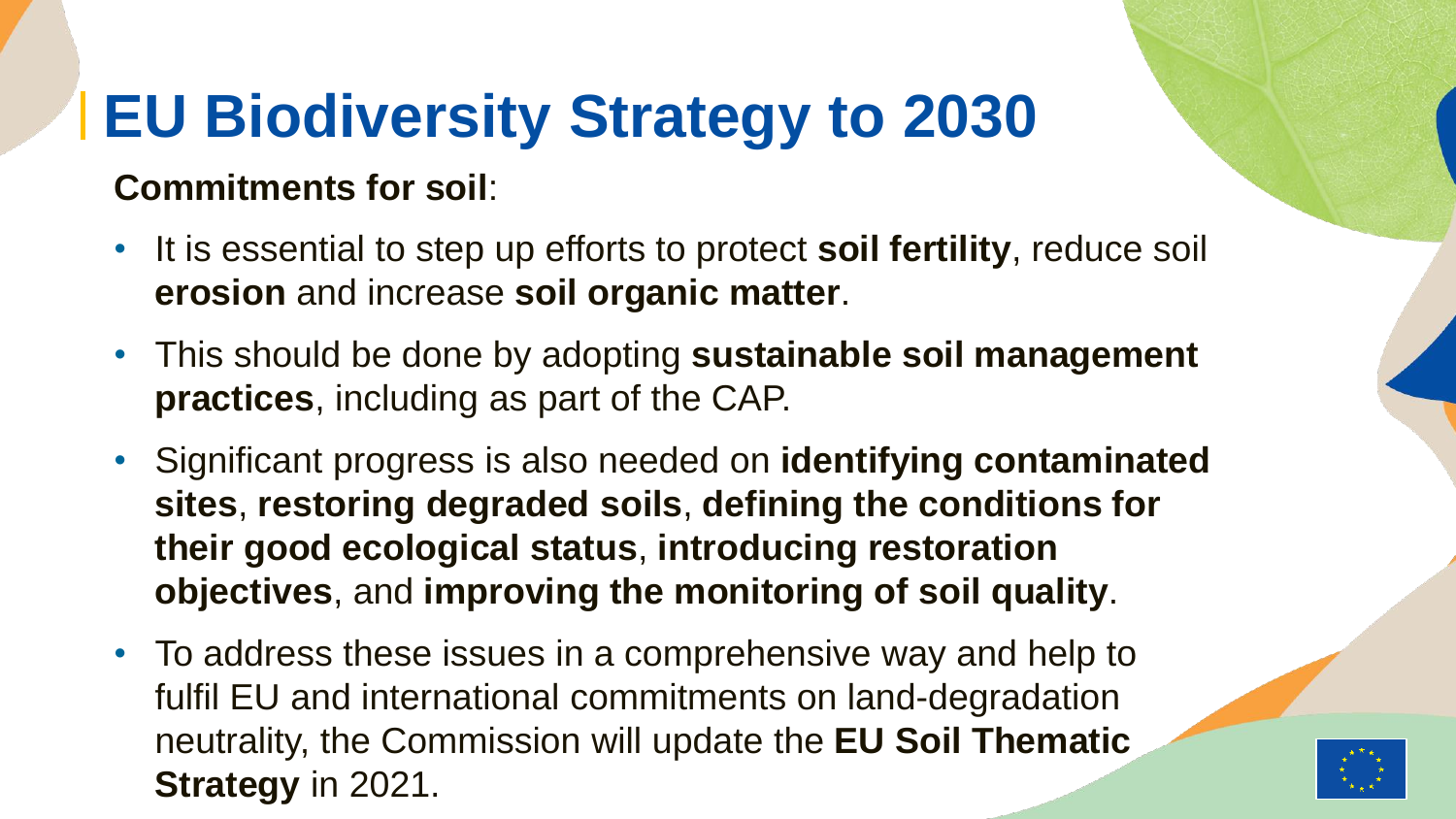# EU Biodiversity Strategy to 2030

**Commitments for soil**:

- It is essential to step up efforts to protect **soil fertility**, reduce soil **erosion** and increase **soil organic matter**.
- This should be done by adopting **sustainable soil management practices**, including as part of the CAP.
- Significant progress is also needed on **identifying contaminated sites**, **restoring degraded soils**, **defining the conditions for their good ecological status**, **introducing restoration objectives**, and **improving the monitoring of soil quality**.
- To address these issues in a comprehensive way and help to fulfil EU and international commitments on land-degradation neutrality, the Commission will update the **EU Soil Thematic Strategy** in 2021.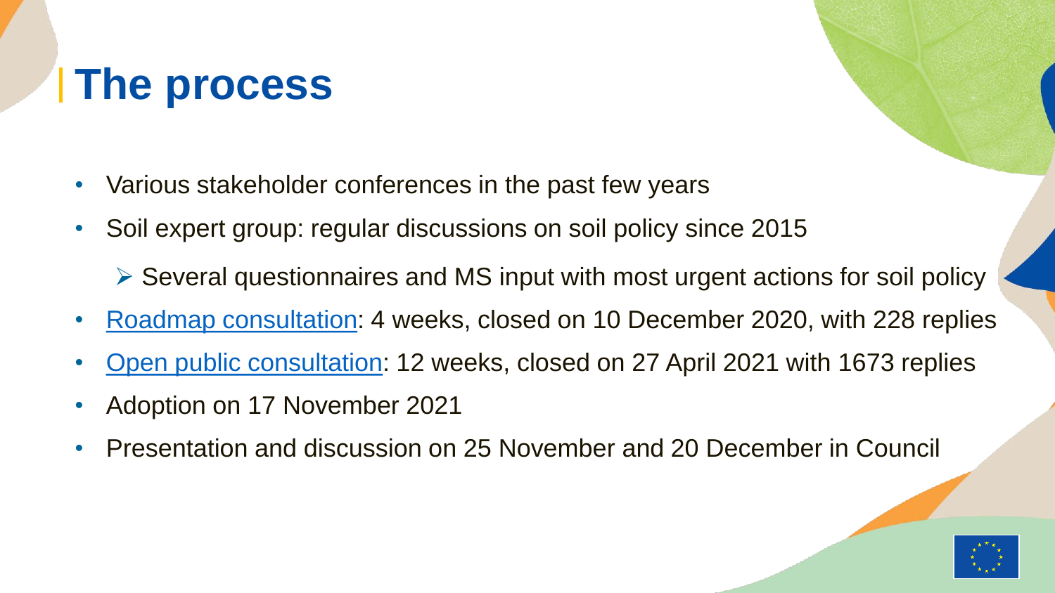# The process

- Various stakeholder conferences in the past few years
- Soil expert group: regular discussions on soil policy since 2015
  - Several questionnaires and MS input with most urgent actions for soil policy
- Roadmap consultation: 4 weeks, closed on 10 December 2020, with 228 replies
- Open public consultation: 12 weeks, closed on 27 April 2021 with 1673 replies
- Adoption on 17 November 2021
- Presentation and discussion on 25 November and 20 December in Council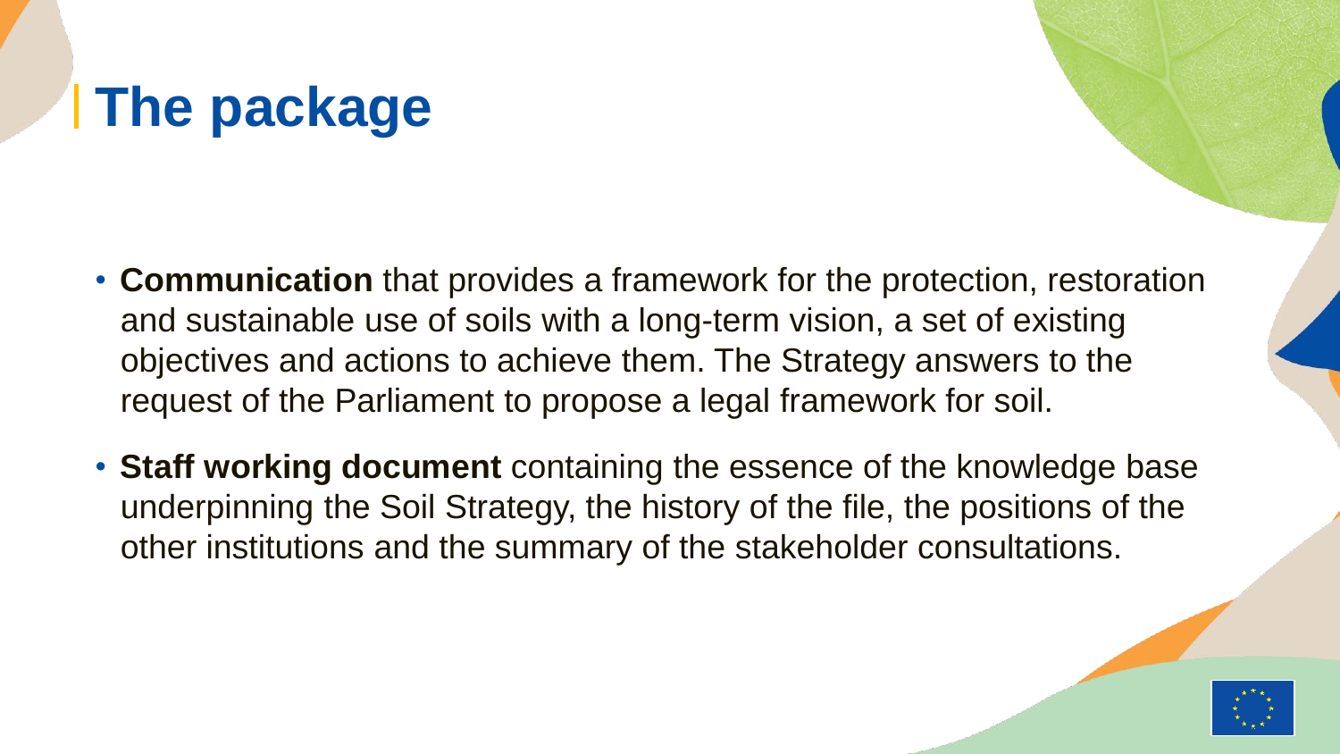# The package

- **Communication** that provides a framework for the protection, restoration and sustainable use of soils with a long-term vision, a set of existing objectives and actions to achieve them. The Strategy answers to the request of the Parliament to propose a legal framework for soil.
- **Staff working document** containing the essence of the knowledge base underpinning the Soil Strategy, the history of the file, the positions of the other institutions and the summary of the stakeholder consultations.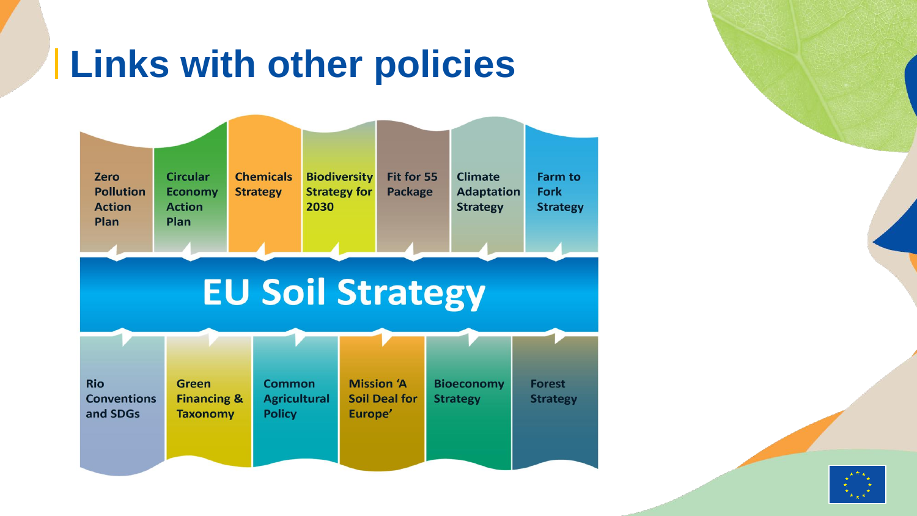# Links with other policies

- Zero Pollution Action Plan
- Circular Economy Action Plan
- Chemicals Strategy
- Biodiversity Strategy for 2030
- Fit for 55 Package
- Climate Adaptation Strategy
- Farm to Fork Strategy

**EU Soil Strategy**

- Rio Conventions and SDGs
- Green Financing & Taxonomy
- Common Agricultural Policy
- Mission 'A Soil Deal for Europe'
- Bioeconomy Strategy
- Forest Strategy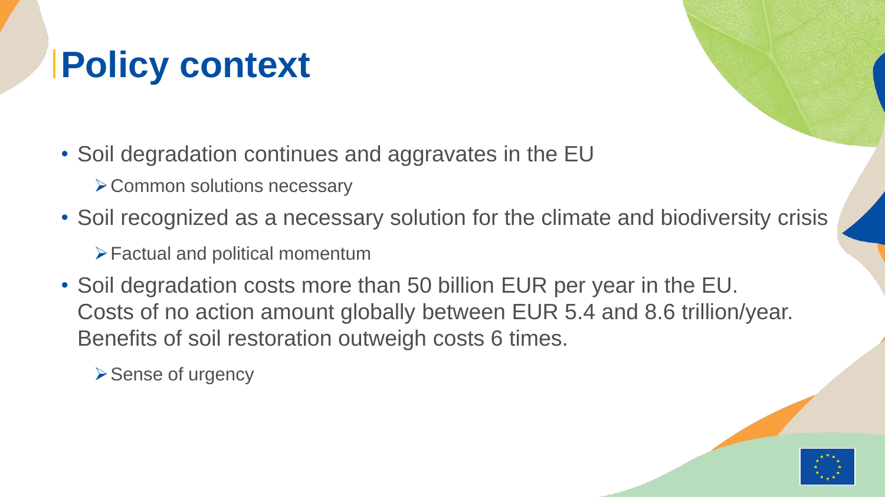# Policy context

- Soil degradation continues and aggravates in the EU
  - Common solutions necessary
- Soil recognized as a necessary solution for the climate and biodiversity crisis
  - Factual and political momentum
- Soil degradation costs more than 50 billion EUR per year in the EU. Costs of no action amount globally between EUR 5.4 and 8.6 trillion/year. Benefits of soil restoration outweigh costs 6 times.
  - Sense of urgency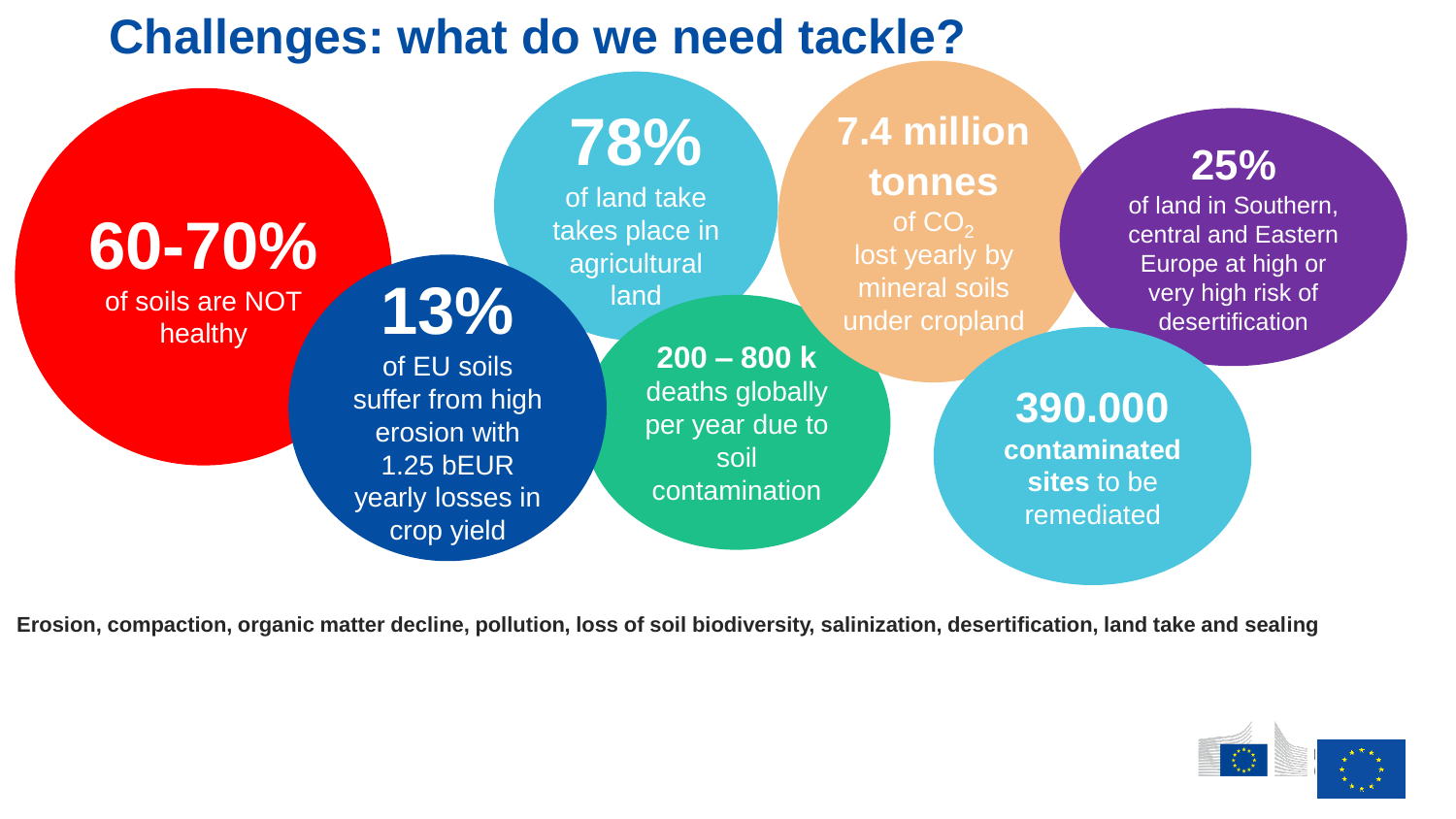# Challenges: what do we need tackle?

**60-70%**
of soils are NOT healthy

**13%**
of EU soils suffer from high erosion with 1.25 bEUR yearly losses in crop yield

**78%**
of land take takes place in agricultural land

**200 – 800 k**
deaths globally per year due to soil contamination

**7.4 million tonnes**
of $CO_2$ lost yearly by mineral soils under cropland

**25%**
of land in Southern, central and Eastern Europe at high or very high risk of desertification

**390.000**
**contaminated sites** to be remediated

**Erosion, compaction, organic matter decline, pollution, loss of soil biodiversity, salinization, desertification, land take and sealing**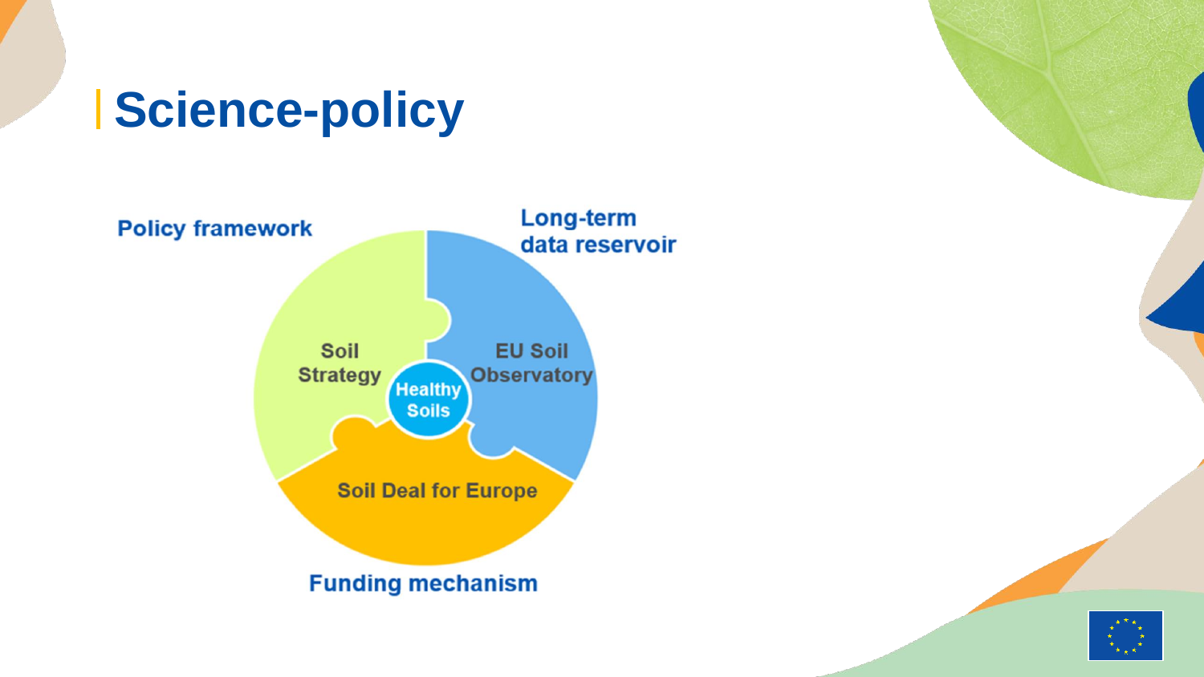# Science-policy

Policy framework

Long-term data reservoir

Soil Strategy

EU Soil Observatory

Healthy Soils

Soil Deal for Europe

Funding mechanism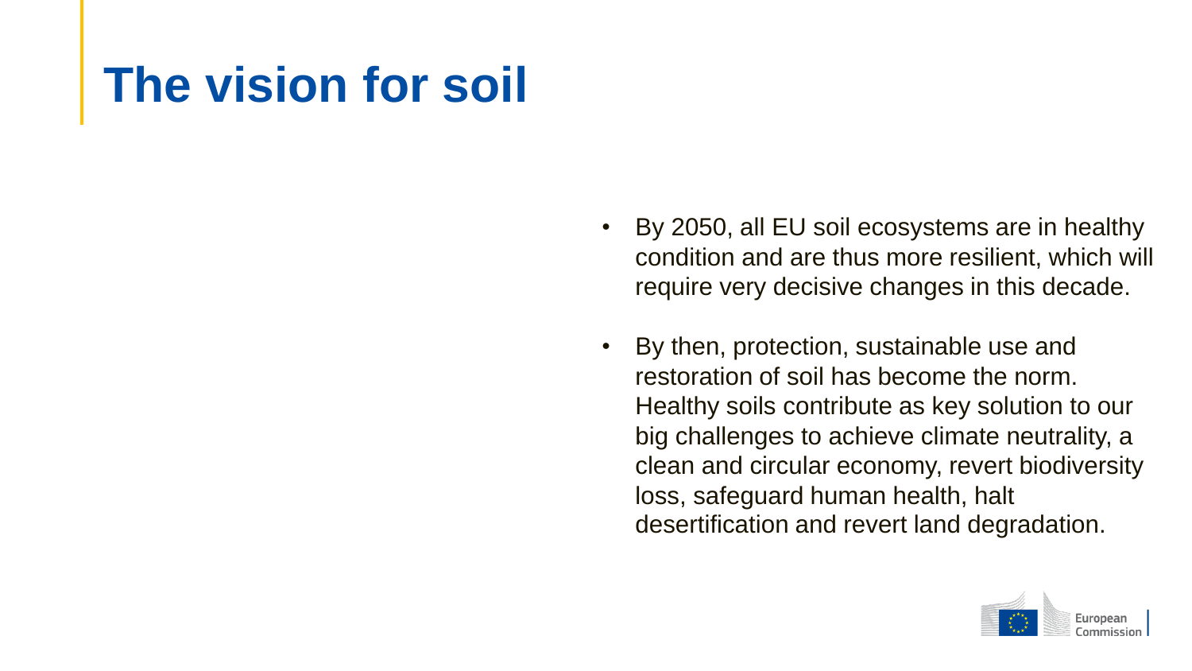# The vision for soil

- By 2050, all EU soil ecosystems are in healthy condition and are thus more resilient, which will require very decisive changes in this decade.
- By then, protection, sustainable use and restoration of soil has become the norm. Healthy soils contribute as key solution to our big challenges to achieve climate neutrality, a clean and circular economy, revert biodiversity loss, safeguard human health, halt desertification and revert land degradation.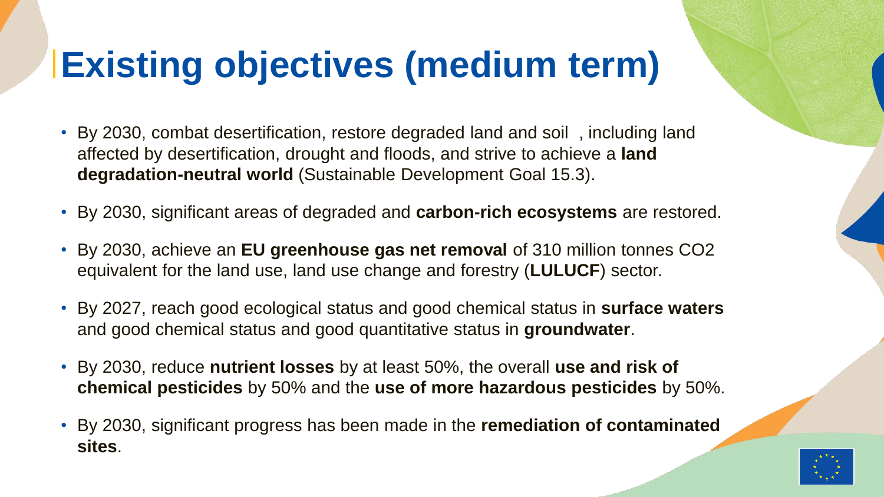# Existing objectives (medium term)

- By 2030, combat desertification, restore degraded land and soil , including land affected by desertification, drought and floods, and strive to achieve a **land degradation-neutral world** (Sustainable Development Goal 15.3).
- By 2030, significant areas of degraded and **carbon-rich ecosystems** are restored.
- By 2030, achieve an **EU greenhouse gas net removal** of 310 million tonnes CO2 equivalent for the land use, land use change and forestry (**LULUCF**) sector.
- By 2027, reach good ecological status and good chemical status in **surface waters** and good chemical status and good quantitative status in **groundwater**.
- By 2030, reduce **nutrient losses** by at least 50%, the overall **use and risk of chemical pesticides** by 50% and the **use of more hazardous pesticides** by 50%.
- By 2030, significant progress has been made in the **remediation of contaminated sites**.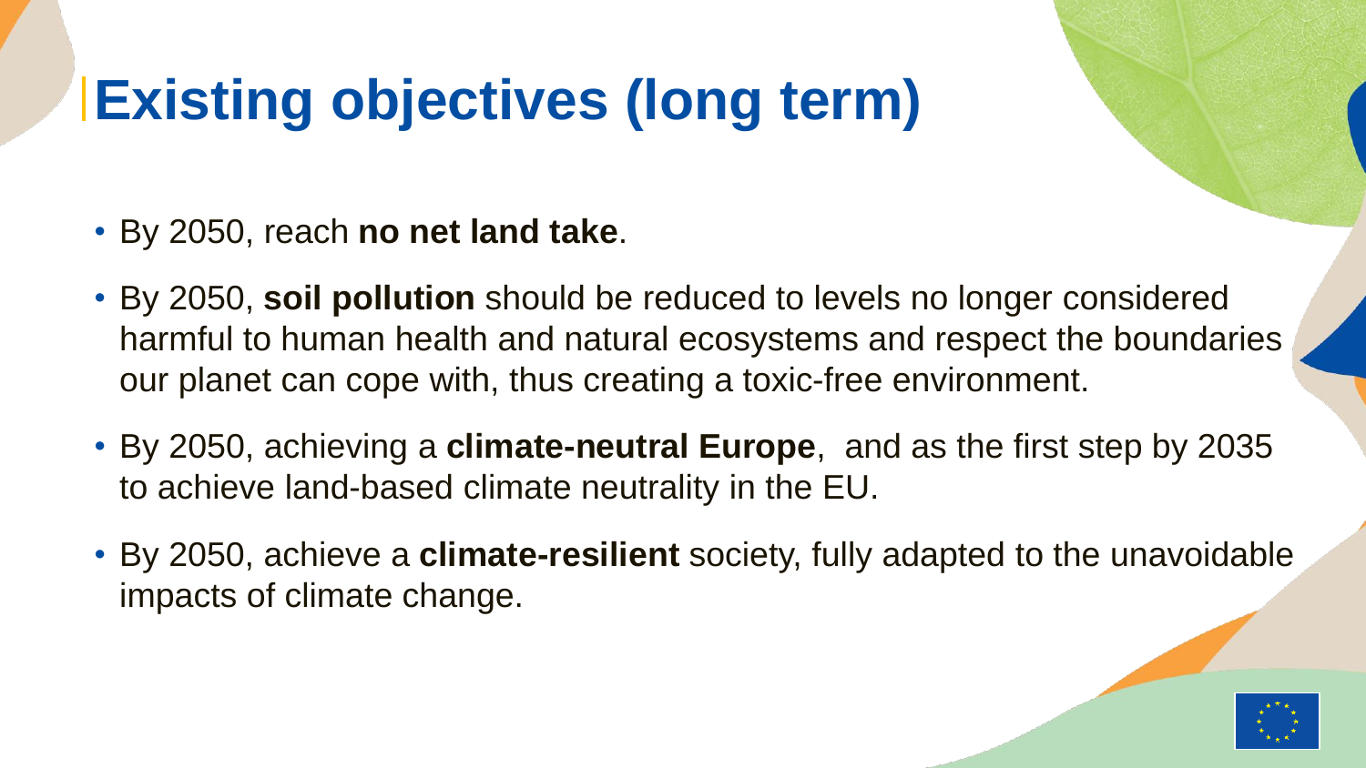# Existing objectives (long term)

- By 2050, reach **no net land take**.
- By 2050, **soil pollution** should be reduced to levels no longer considered harmful to human health and natural ecosystems and respect the boundaries our planet can cope with, thus creating a toxic-free environment.
- By 2050, achieving a **climate-neutral Europe**, and as the first step by 2035 to achieve land-based climate neutrality in the EU.
- By 2050, achieve a **climate-resilient** society, fully adapted to the unavoidable impacts of climate change.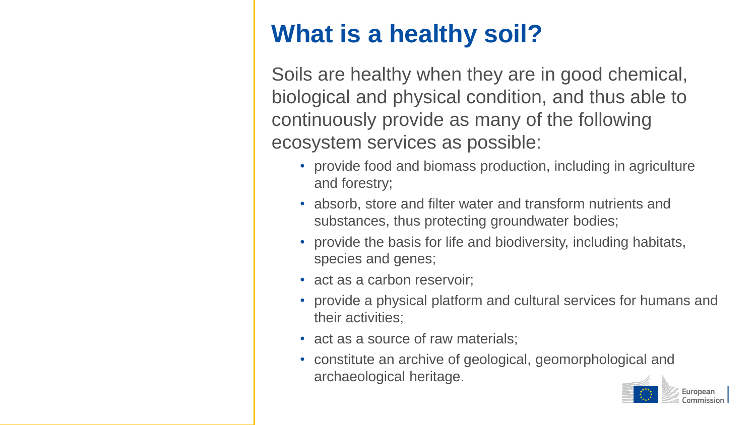# What is a healthy soil?

Soils are healthy when they are in good chemical, biological and physical condition, and thus able to continuously provide as many of the following ecosystem services as possible:

- provide food and biomass production, including in agriculture and forestry;
- absorb, store and filter water and transform nutrients and substances, thus protecting groundwater bodies;
- provide the basis for life and biodiversity, including habitats, species and genes;
- act as a carbon reservoir;
- provide a physical platform and cultural services for humans and their activities;
- act as a source of raw materials;
- constitute an archive of geological, geomorphological and archaeological heritage.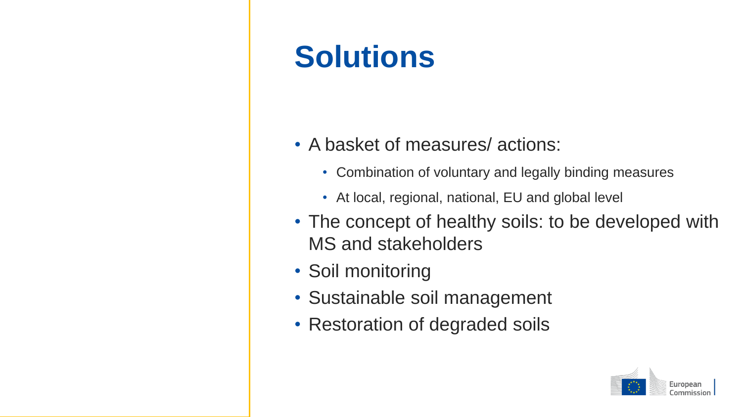# Solutions

- A basket of measures/ actions:
  - Combination of voluntary and legally binding measures
  - At local, regional, national, EU and global level
- The concept of healthy soils: to be developed with MS and stakeholders
- Soil monitoring
- Sustainable soil management
- Restoration of degraded soils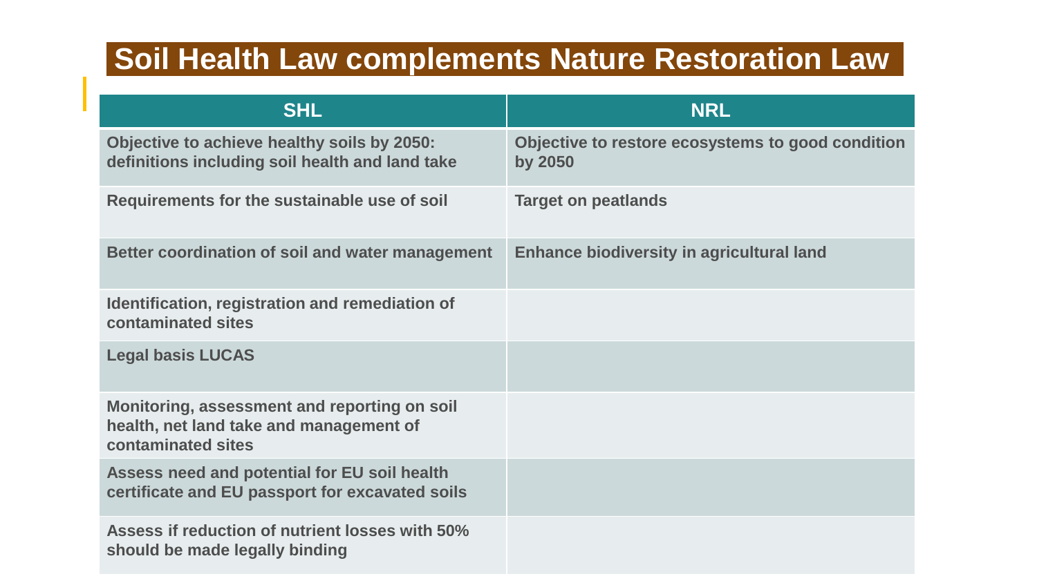# Soil Health Law complements Nature Restoration Law

| SHL | NRL |
|---|---|
| Objective to achieve healthy soils by 2050: definitions including soil health and land take | Objective to restore ecosystems to good condition by 2050 |
| Requirements for the sustainable use of soil | Target on peatlands |
| Better coordination of soil and water management | Enhance biodiversity in agricultural land |
| Identification, registration and remediation of contaminated sites | |
| Legal basis LUCAS | |
| Monitoring, assessment and reporting on soil health, net land take and management of contaminated sites | |
| Assess need and potential for EU soil health certificate and EU passport for excavated soils | |
| Assess if reduction of nutrient losses with 50% should be made legally binding | |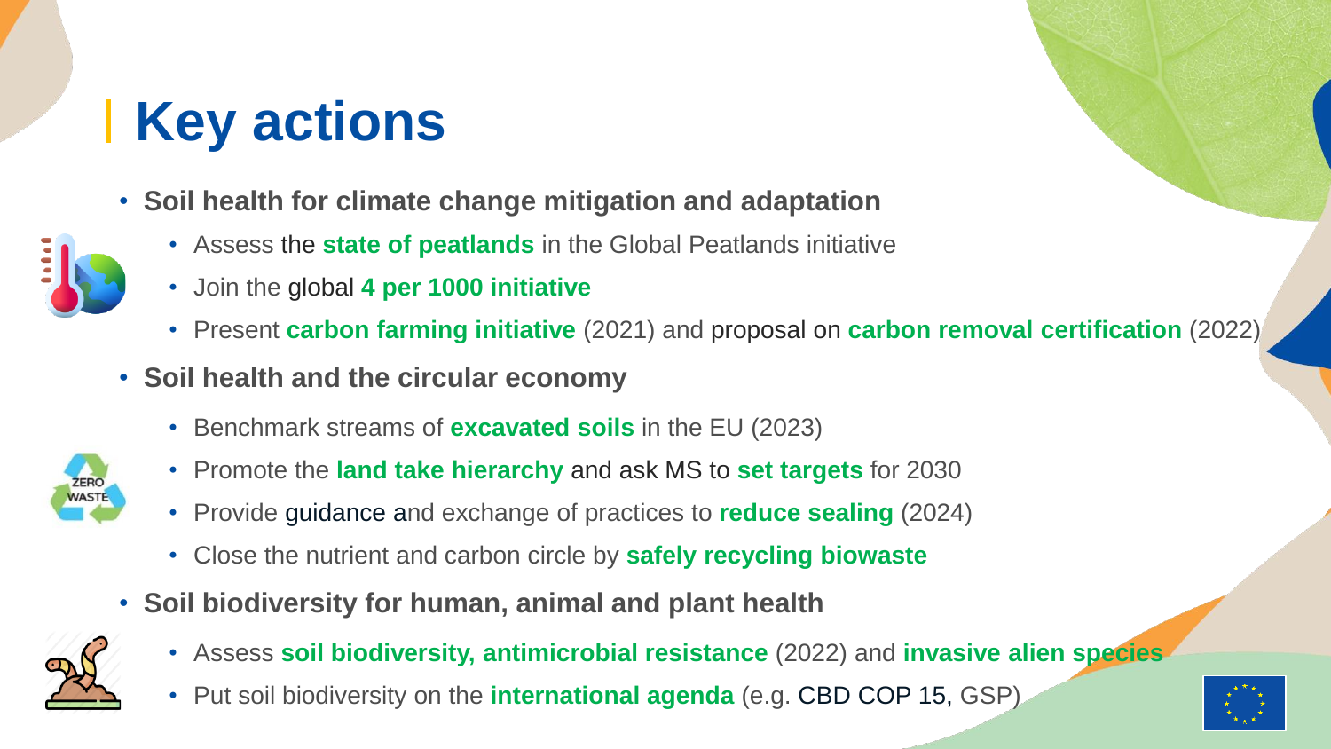# Key actions

- **Soil health for climate change mitigation and adaptation**
  - Assess the **state of peatlands** in the Global Peatlands initiative
  - Join the global **4 per 1000 initiative**
  - Present **carbon farming initiative** (2021) and proposal on **carbon removal certification** (2022)
- **Soil health and the circular economy**
  - Benchmark streams of **excavated soils** in the EU (2023)
  - Promote the **land take hierarchy** and ask MS to **set targets** for 2030
  - Provide guidance and exchange of practices to **reduce sealing** (2024)
  - Close the nutrient and carbon circle by **safely recycling biowaste**
- **Soil biodiversity for human, animal and plant health**
  - Assess **soil biodiversity, antimicrobial resistance** (2022) and **invasive alien species**
  - Put soil biodiversity on the **international agenda** (e.g. CBD COP 15, GSP)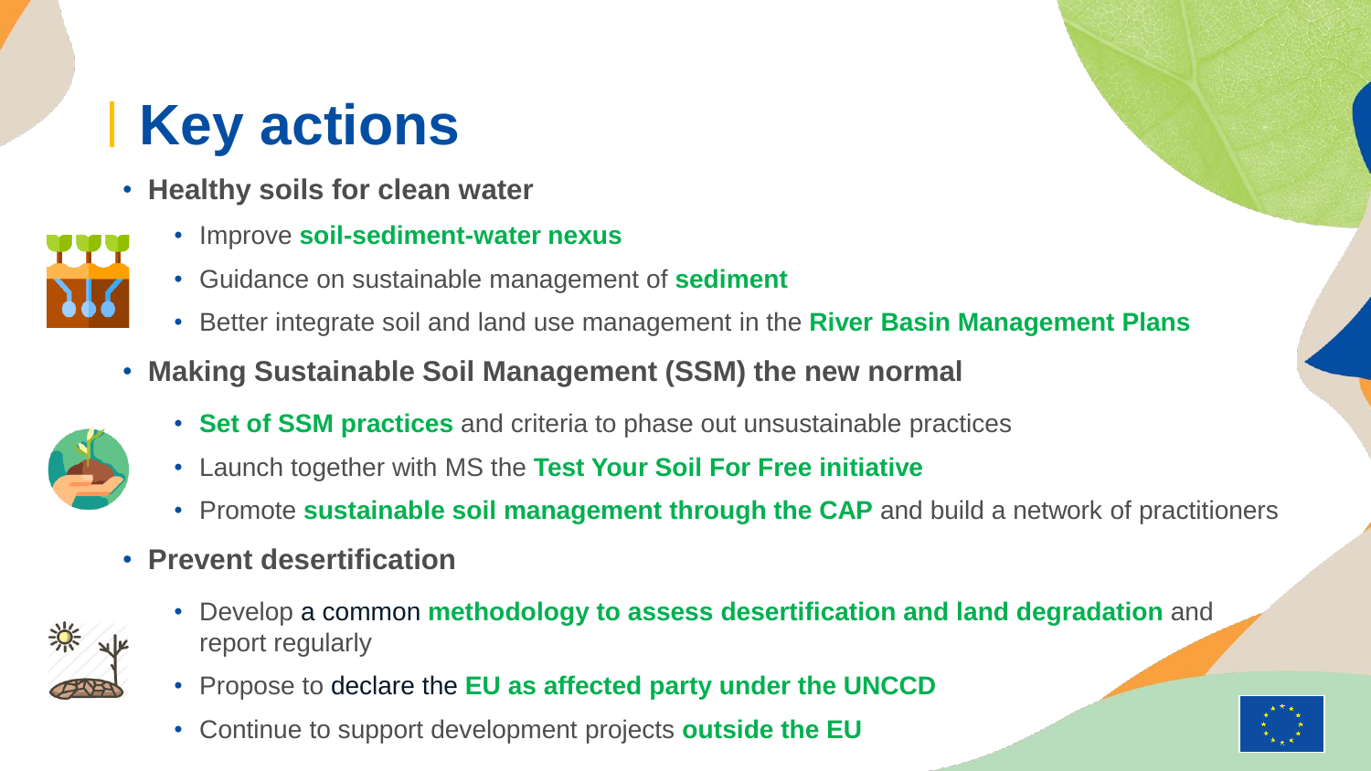# Key actions

- **Healthy soils for clean water**
  - Improve **soil-sediment-water nexus**
  - Guidance on sustainable management of **sediment**
  - Better integrate soil and land use management in the **River Basin Management Plans**
- **Making Sustainable Soil Management (SSM) the new normal**
  - **Set of SSM practices** and criteria to phase out unsustainable practices
  - Launch together with MS the **Test Your Soil For Free initiative**
  - Promote **sustainable soil management through the CAP** and build a network of practitioners
- **Prevent desertification**
  - Develop a common **methodology to assess desertification and land degradation** and report regularly
  - Propose to declare the **EU as affected party under the UNCCD**
  - Continue to support development projects **outside the EU**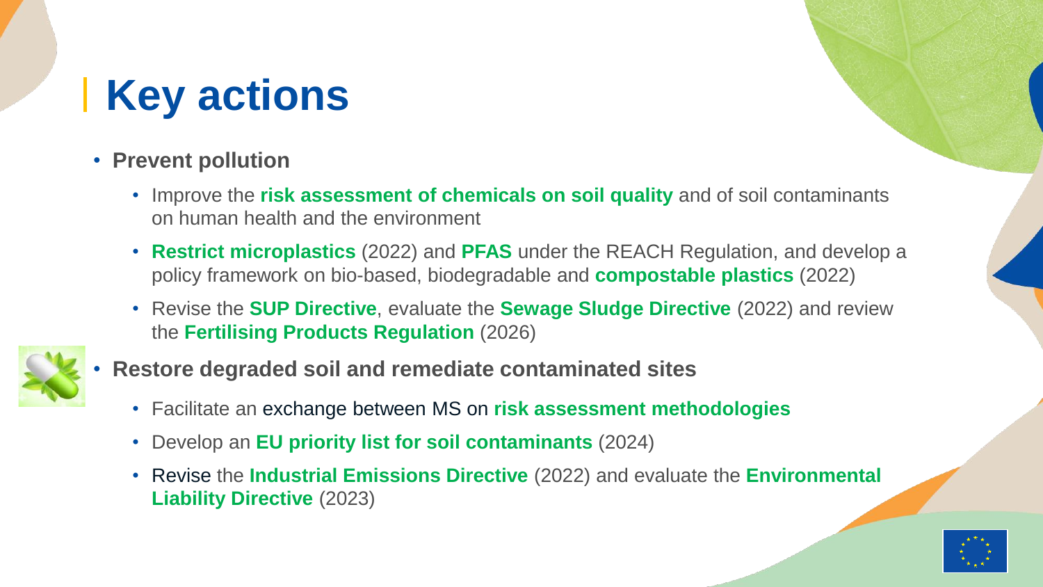# Key actions

- **Prevent pollution**
  - Improve the **risk assessment of chemicals on soil quality** and of soil contaminants on human health and the environment
  - **Restrict microplastics** (2022) and **PFAS** under the REACH Regulation, and develop a policy framework on bio-based, biodegradable and **compostable plastics** (2022)
  - Revise the **SUP Directive**, evaluate the **Sewage Sludge Directive** (2022) and review the **Fertilising Products Regulation** (2026)
- **Restore degraded soil and remediate contaminated sites**
  - Facilitate an exchange between MS on **risk assessment methodologies**
  - Develop an **EU priority list for soil contaminants** (2024)
  - Revise the **Industrial Emissions Directive** (2022) and evaluate the **Environmental Liability Directive** (2023)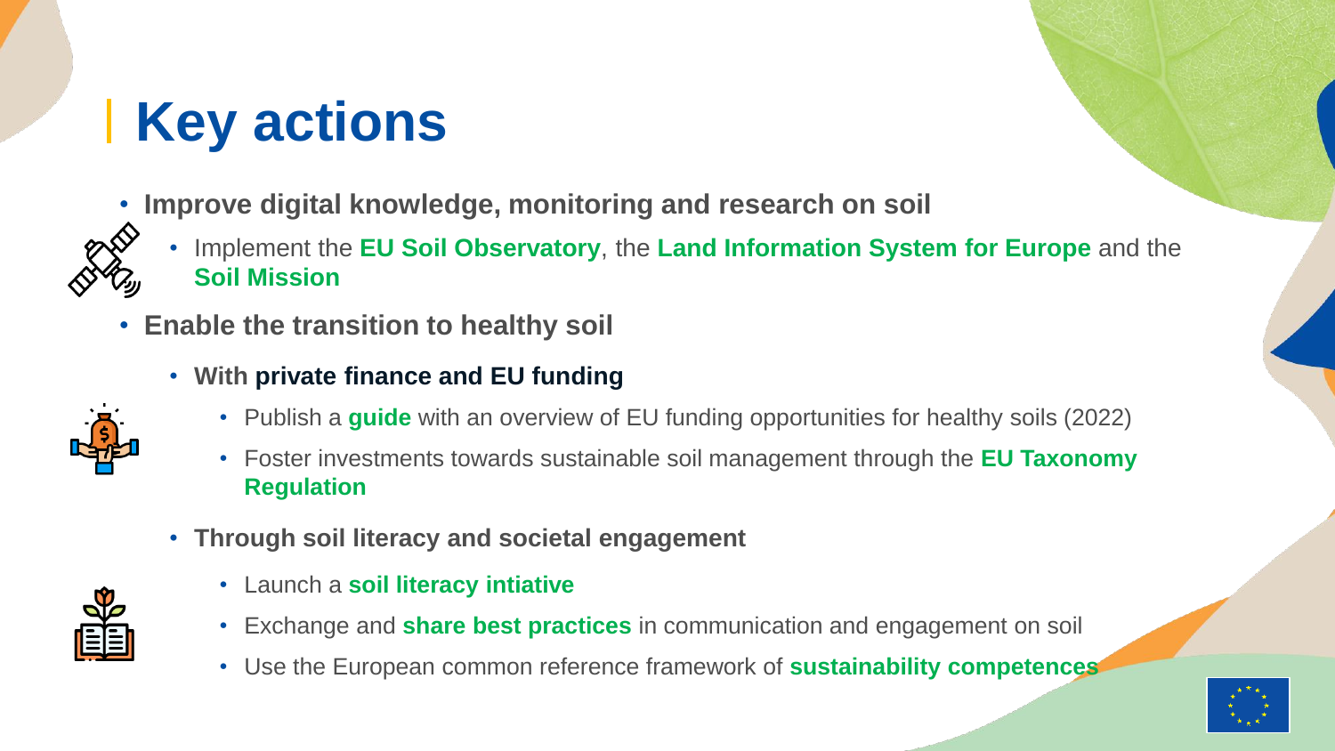# Key actions

- **Improve digital knowledge, monitoring and research on soil**
  - Implement the **EU Soil Observatory**, the **Land Information System for Europe** and the **Soil Mission**
- **Enable the transition to healthy soil**
  - **With private finance and EU funding**
    - Publish a **guide** with an overview of EU funding opportunities for healthy soils (2022)
    - Foster investments towards sustainable soil management through the **EU Taxonomy Regulation**
  - **Through soil literacy and societal engagement**
    - Launch a **soil literacy intiative**
    - Exchange and **share best practices** in communication and engagement on soil
    - Use the European common reference framework of **sustainability competences**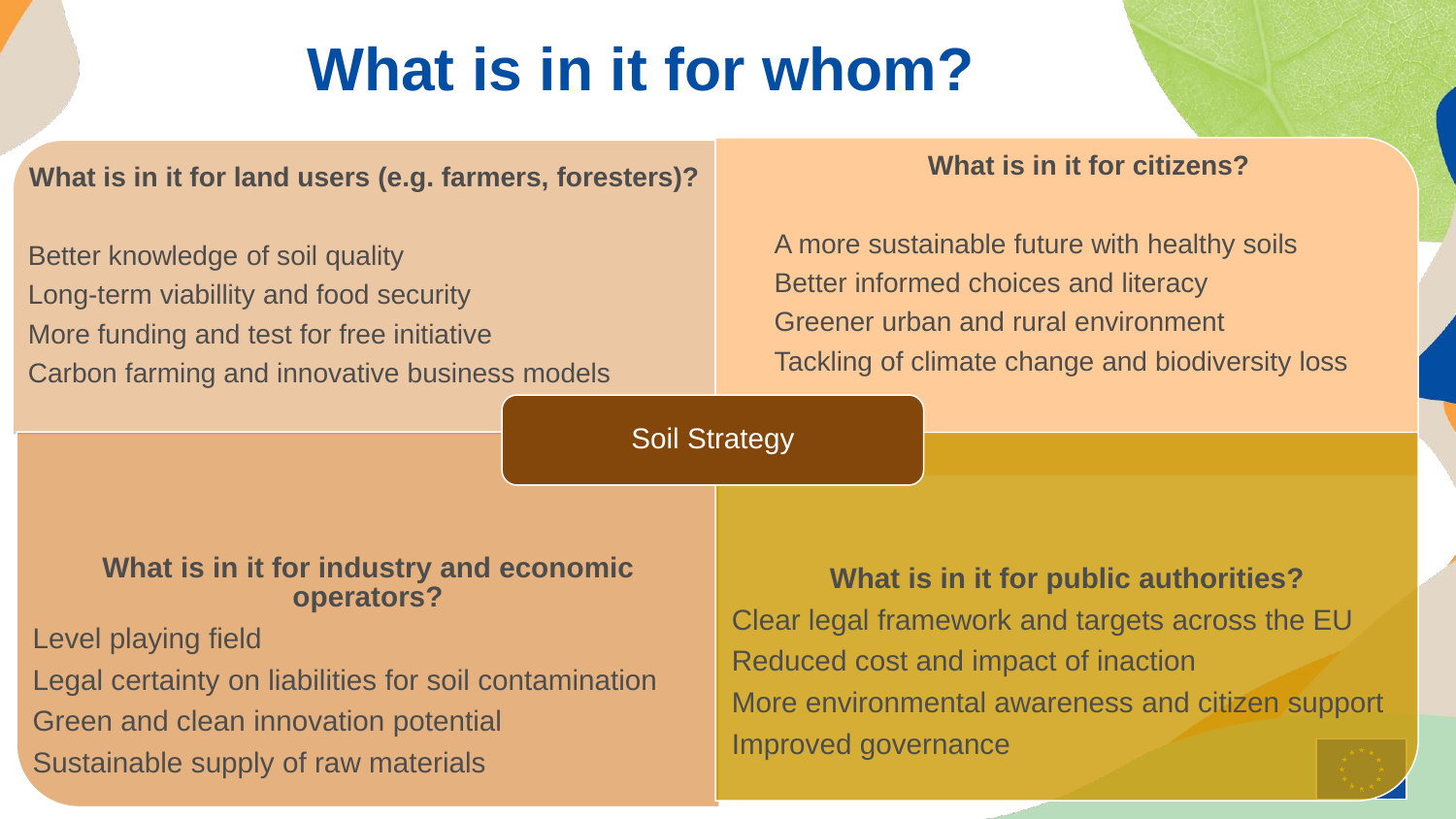# What is in it for whom?

### What is in it for land users (e.g. farmers, foresters)?

Better knowledge of soil quality
Long-term viabillity and food security
More funding and test for free initiative
Carbon farming and innovative business models

### What is in it for citizens?

A more sustainable future with healthy soils
Better informed choices and literacy
Greener urban and rural environment
Tackling of climate change and biodiversity loss

Soil Strategy

### What is in it for industry and economic operators?

Level playing field
Legal certainty on liabilities for soil contamination
Green and clean innovation potential
Sustainable supply of raw materials

### What is in it for public authorities?

Clear legal framework and targets across the EU
Reduced cost and impact of inaction
More environmental awareness and citizen support
Improved governance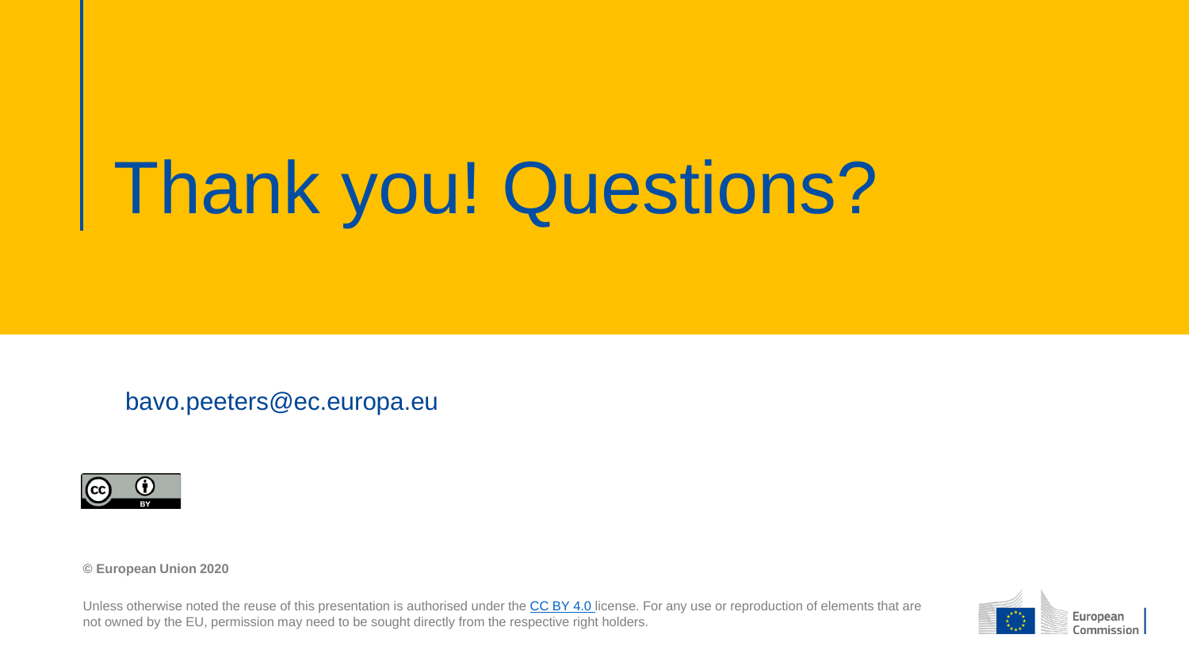# Thank you! Questions?

bavo.peeters@ec.europa.eu

**© European Union 2020**

Unless otherwise noted the reuse of this presentation is authorised under the CC BY 4.0 license. For any use or reproduction of elements that are not owned by the EU, permission may need to be sought directly from the respective right holders.